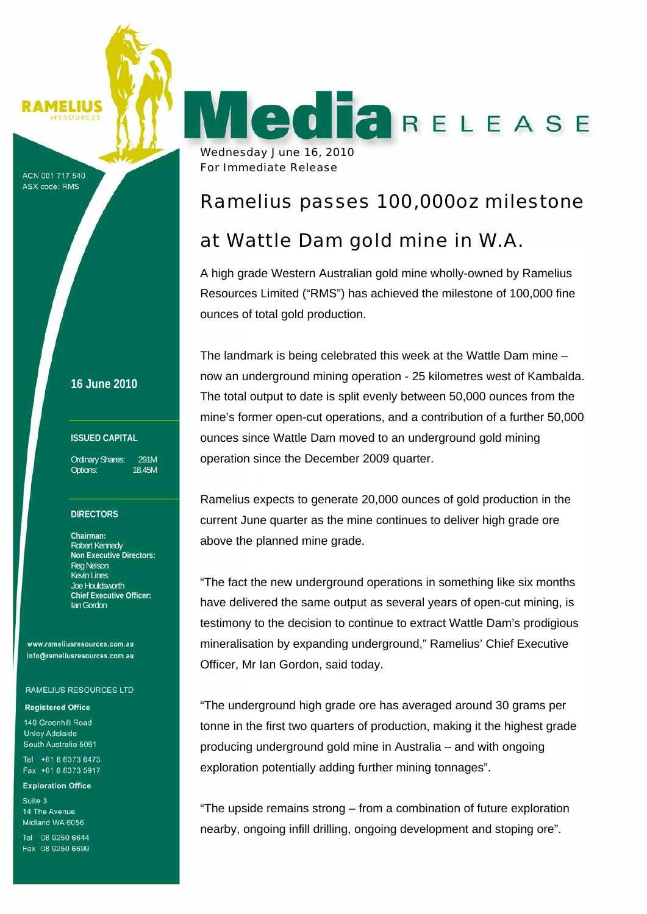RAMELIUS RESOURCES

ACN 001 717 540
ASX code: RMS

**16 June 2010**

**ISSUED CAPITAL**

Ordinary Shares: 291M
Options: 18.45M

**DIRECTORS**

**Chairman:**
Robert Kennedy
**Non Executive Directors:**
Reg Nelson
Kevin Lines
Joe Houldsworth
**Chief Executive Officer:**
Ian Gordon

www.rameliusresources.com.au
info@rameliusresources.com.au

RAMELIUS RESOURCES LTD

**Registered Office**

140 Greenhill Road
Unley Adelaide
South Australia 5061

Tel +61 8 8373 6473
Fax +61 8 8373 5917

**Exploration Office**

Suite 3
14 The Avenue
Midland WA 6056

Tel 08 9250 6644
Fax 08 9250 6699

# Media RELEASE

Wednesday June 16, 2010
For Immediate Release

## Ramelius passes 100,000oz milestone at Wattle Dam gold mine in W.A.

A high grade Western Australian gold mine wholly-owned by Ramelius Resources Limited ("RMS") has achieved the milestone of 100,000 fine ounces of total gold production.

The landmark is being celebrated this week at the Wattle Dam mine – now an underground mining operation - 25 kilometres west of Kambalda. The total output to date is split evenly between 50,000 ounces from the mine's former open-cut operations, and a contribution of a further 50,000 ounces since Wattle Dam moved to an underground gold mining operation since the December 2009 quarter.

Ramelius expects to generate 20,000 ounces of gold production in the current June quarter as the mine continues to deliver high grade ore above the planned mine grade.

"The fact the new underground operations in something like six months have delivered the same output as several years of open-cut mining, is testimony to the decision to continue to extract Wattle Dam's prodigious mineralisation by expanding underground," Ramelius' Chief Executive Officer, Mr Ian Gordon, said today.

"The underground high grade ore has averaged around 30 grams per tonne in the first two quarters of production, making it the highest grade producing underground gold mine in Australia – and with ongoing exploration potentially adding further mining tonnages".

"The upside remains strong – from a combination of future exploration nearby, ongoing infill drilling, ongoing development and stoping ore".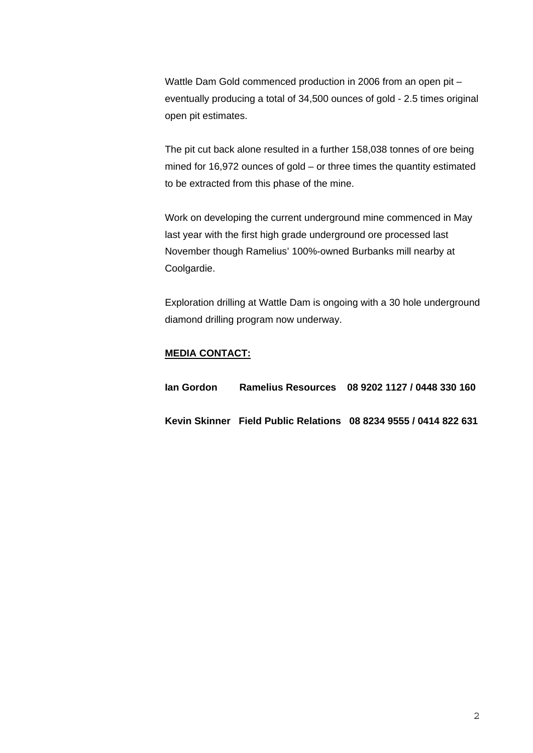Wattle Dam Gold commenced production in 2006 from an open pit – eventually producing a total of 34,500 ounces of gold - 2.5 times original open pit estimates.

The pit cut back alone resulted in a further 158,038 tonnes of ore being mined for 16,972 ounces of gold – or three times the quantity estimated to be extracted from this phase of the mine.

Work on developing the current underground mine commenced in May last year with the first high grade underground ore processed last November though Ramelius' 100%-owned Burbanks mill nearby at Coolgardie.

Exploration drilling at Wattle Dam is ongoing with a 30 hole underground diamond drilling program now underway.

**MEDIA CONTACT:**

| | | |
|---|---|---|
| **Ian Gordon** | **Ramelius Resources** | **08 9202 1127 / 0448 330 160** |
| **Kevin Skinner** | **Field Public Relations** | **08 8234 9555 / 0414 822 631** |